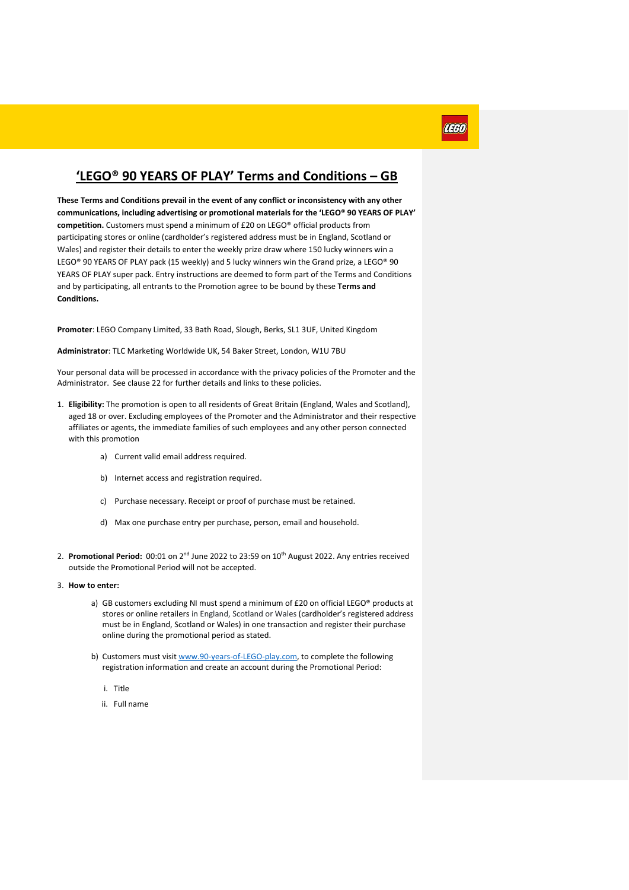# **'LEGO® 90 YEARS OF PLAY' Terms and Conditions – GB**

**These Terms and Conditions prevail in the event of any conflict or inconsistency with any other communications, including advertising or promotional materials for the 'LEGO® 90 YEARS OF PLAY' competition.** Customers must spend a minimum of £20 on LEGO® official products from participating stores or online (cardholder's registered address must be in England, Scotland or Wales) and register their details to enter the weekly prize draw where 150 lucky winners win a LEGO® 90 YEARS OF PLAY pack (15 weekly) and 5 lucky winners win the Grand prize, a LEGO® 90 YEARS OF PLAY super pack. Entry instructions are deemed to form part of the Terms and Conditions and by participating, all entrants to the Promotion agree to be bound by these **Terms and Conditions.**

**Promoter**: LEGO Company Limited, 33 Bath Road, Slough, Berks, SL1 3UF, United Kingdom

**Administrator**: TLC Marketing Worldwide UK, 54 Baker Street, London, W1U 7BU

Your personal data will be processed in accordance with the privacy policies of the Promoter and the Administrator. See clause 22 for further details and links to these policies.

1. **Eligibility:** The promotion is open to all residents of Great Britain (England, Wales and Scotland), aged 18 or over. Excluding employees of the Promoter and the Administrator and their respective affiliates or agents, the immediate families of such employees and any other person connected with this promotion
    a) Current valid email address required.
    b) Internet access and registration required.
    c) Purchase necessary. Receipt or proof of purchase must be retained.
    d) Max one purchase entry per purchase, person, email and household.

2. **Promotional Period:** 00:01 on 2nd June 2022 to 23:59 on 10th August 2022. Any entries received outside the Promotional Period will not be accepted.

3. **How to enter:**
    a) GB customers excluding NI must spend a minimum of £20 on official LEGO® products at stores or online retailers in England, Scotland or Wales (cardholder's registered address must be in England, Scotland or Wales) in one transaction and register their purchase online during the promotional period as stated.
    b) Customers must visit www.90-years-of-LEGO-play.com, to complete the following registration information and create an account during the Promotional Period:
        i. Title
        ii. Full name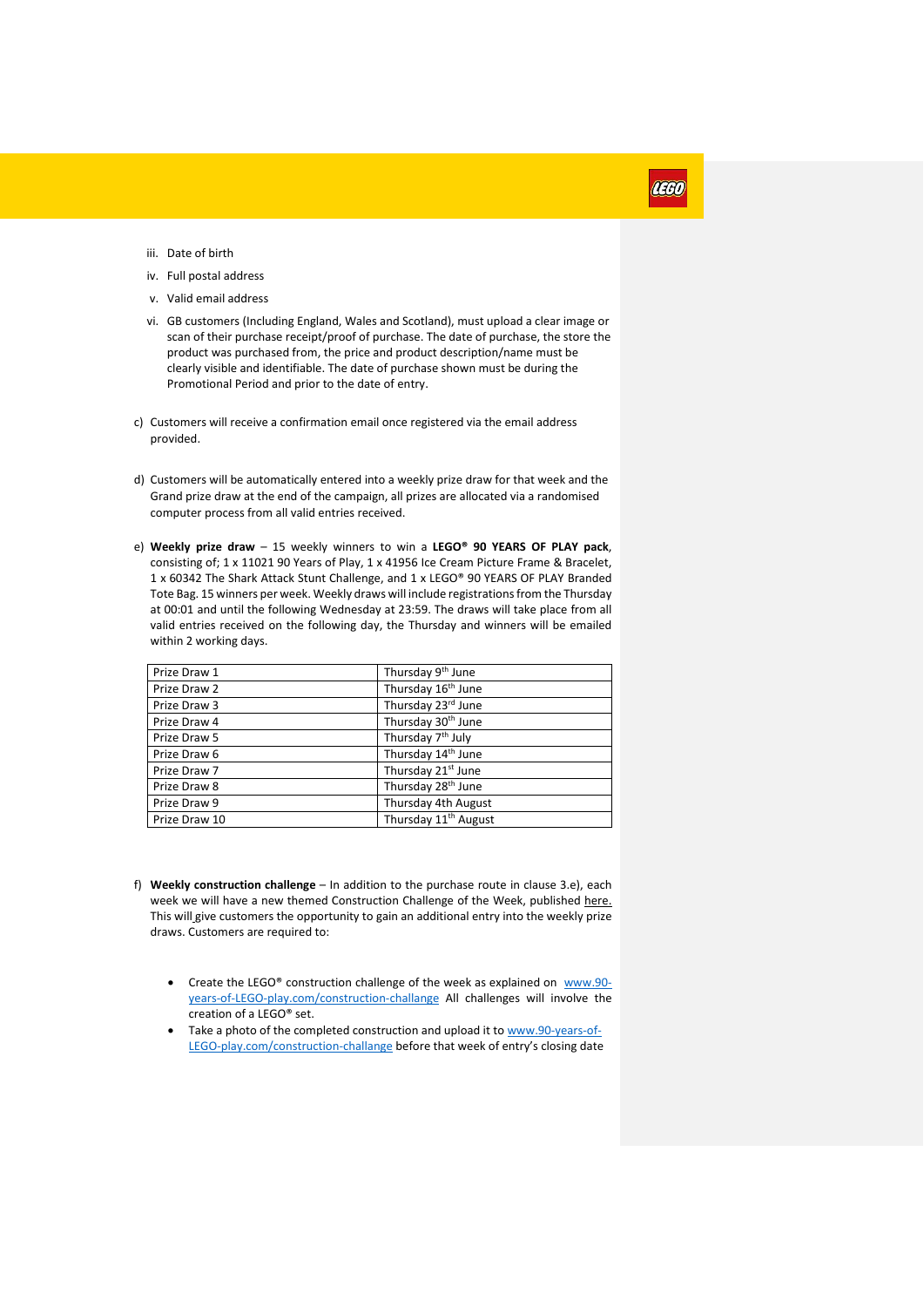iii. Date of birth

iv. Full postal address

v. Valid email address

vi. GB customers (Including England, Wales and Scotland), must upload a clear image or scan of their purchase receipt/proof of purchase. The date of purchase, the store the product was purchased from, the price and product description/name must be clearly visible and identifiable. The date of purchase shown must be during the Promotional Period and prior to the date of entry.

c) Customers will receive a confirmation email once registered via the email address provided.

d) Customers will be automatically entered into a weekly prize draw for that week and the Grand prize draw at the end of the campaign, all prizes are allocated via a randomised computer process from all valid entries received.

e) **Weekly prize draw** – 15 weekly winners to win a **LEGO® 90 YEARS OF PLAY pack**, consisting of; 1 x 11021 90 Years of Play, 1 x 41956 Ice Cream Picture Frame & Bracelet, 1 x 60342 The Shark Attack Stunt Challenge, and 1 x LEGO® 90 YEARS OF PLAY Branded Tote Bag. 15 winners per week. Weekly draws will include registrations from the Thursday at 00:01 and until the following Wednesday at 23:59. The draws will take place from all valid entries received on the following day, the Thursday and winners will be emailed within 2 working days.

| Prize Draw 1 | Thursday 9th June |
|---|---|
| Prize Draw 2 | Thursday 16th June |
| Prize Draw 3 | Thursday 23rd June |
| Prize Draw 4 | Thursday 30th June |
| Prize Draw 5 | Thursday 7th July |
| Prize Draw 6 | Thursday 14th June |
| Prize Draw 7 | Thursday 21st June |
| Prize Draw 8 | Thursday 28th June |
| Prize Draw 9 | Thursday 4th August |
| Prize Draw 10 | Thursday 11th August |

f) **Weekly construction challenge** – In addition to the purchase route in clause 3.e), each week we will have a new themed Construction Challenge of the Week, published here. This will give customers the opportunity to gain an additional entry into the weekly prize draws. Customers are required to:

- Create the LEGO® construction challenge of the week as explained on www.90-years-of-LEGO-play.com/construction-challange All challenges will involve the creation of a LEGO® set.
- Take a photo of the completed construction and upload it to www.90-years-of-LEGO-play.com/construction-challange before that week of entry's closing date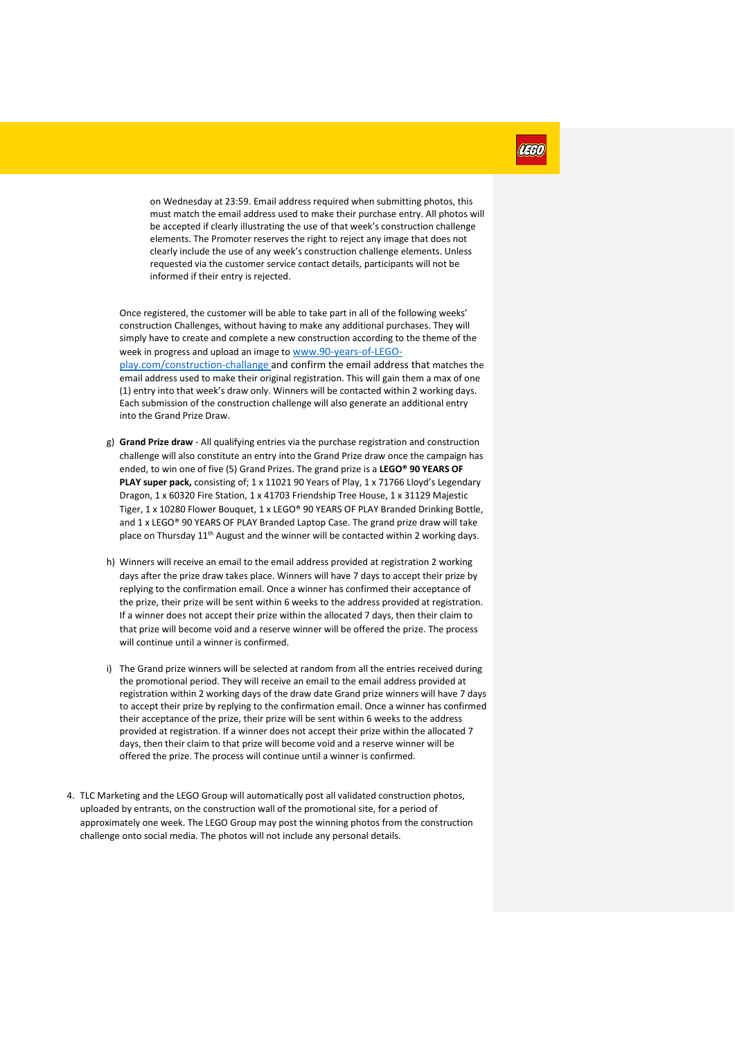on Wednesday at 23:59. Email address required when submitting photos, this must match the email address used to make their purchase entry. All photos will be accepted if clearly illustrating the use of that week's construction challenge elements. The Promoter reserves the right to reject any image that does not clearly include the use of any week's construction challenge elements. Unless requested via the customer service contact details, participants will not be informed if their entry is rejected.

Once registered, the customer will be able to take part in all of the following weeks' construction Challenges, without having to make any additional purchases. They will simply have to create and complete a new construction according to the theme of the week in progress and upload an image to [www.90-years-of-LEGO-play.com/construction-challange](www.90-years-of-LEGO-play.com/construction-challange) and confirm the email address that matches the email address used to make their original registration. This will gain them a max of one (1) entry into that week's draw only. Winners will be contacted within 2 working days. Each submission of the construction challenge will also generate an additional entry into the Grand Prize Draw.

g) **Grand Prize draw** - All qualifying entries via the purchase registration and construction challenge will also constitute an entry into the Grand Prize draw once the campaign has ended, to win one of five (5) Grand Prizes. The grand prize is a **LEGO® 90 YEARS OF PLAY super pack,** consisting of; 1 x 11021 90 Years of Play, 1 x 71766 Lloyd's Legendary Dragon, 1 x 60320 Fire Station, 1 x 41703 Friendship Tree House, 1 x 31129 Majestic Tiger, 1 x 10280 Flower Bouquet, 1 x LEGO® 90 YEARS OF PLAY Branded Drinking Bottle, and 1 x LEGO® 90 YEARS OF PLAY Branded Laptop Case. The grand prize draw will take place on Thursday 11th August and the winner will be contacted within 2 working days.

h) Winners will receive an email to the email address provided at registration 2 working days after the prize draw takes place. Winners will have 7 days to accept their prize by replying to the confirmation email. Once a winner has confirmed their acceptance of the prize, their prize will be sent within 6 weeks to the address provided at registration. If a winner does not accept their prize within the allocated 7 days, then their claim to that prize will become void and a reserve winner will be offered the prize. The process will continue until a winner is confirmed.

i) The Grand prize winners will be selected at random from all the entries received during the promotional period. They will receive an email to the email address provided at registration within 2 working days of the draw date Grand prize winners will have 7 days to accept their prize by replying to the confirmation email. Once a winner has confirmed their acceptance of the prize, their prize will be sent within 6 weeks to the address provided at registration. If a winner does not accept their prize within the allocated 7 days, then their claim to that prize will become void and a reserve winner will be offered the prize. The process will continue until a winner is confirmed.

4. TLC Marketing and the LEGO Group will automatically post all validated construction photos, uploaded by entrants, on the construction wall of the promotional site, for a period of approximately one week. The LEGO Group may post the winning photos from the construction challenge onto social media. The photos will not include any personal details.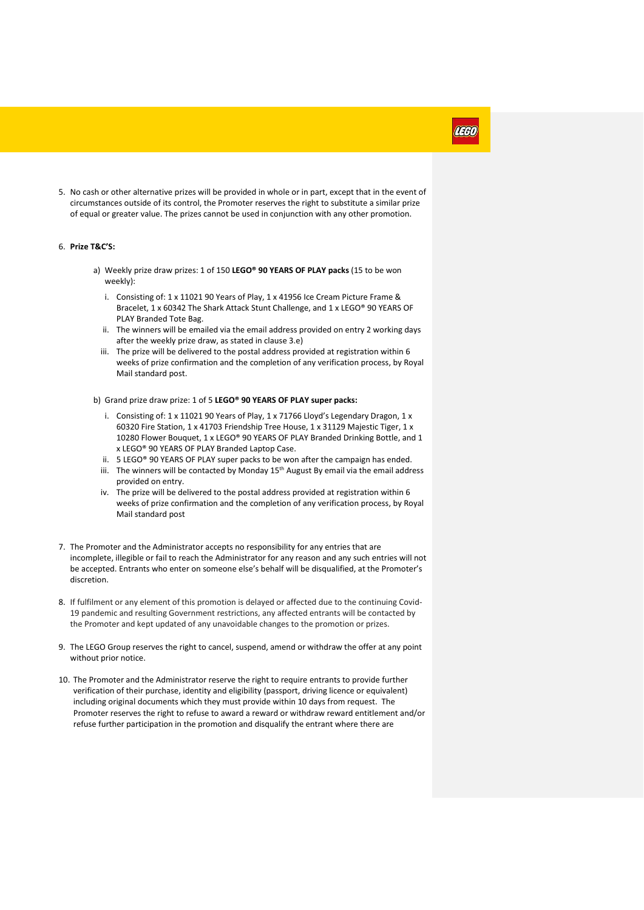5. No cash or other alternative prizes will be provided in whole or in part, except that in the event of circumstances outside of its control, the Promoter reserves the right to substitute a similar prize of equal or greater value. The prizes cannot be used in conjunction with any other promotion.

6. **Prize T&C'S:**

   a) Weekly prize draw prizes: 1 of 150 **LEGO® 90 YEARS OF PLAY packs** (15 to be won weekly):

      i. Consisting of: 1 x 11021 90 Years of Play, 1 x 41956 Ice Cream Picture Frame & Bracelet, 1 x 60342 The Shark Attack Stunt Challenge, and 1 x LEGO® 90 YEARS OF PLAY Branded Tote Bag.
      ii. The winners will be emailed via the email address provided on entry 2 working days after the weekly prize draw, as stated in clause 3.e)
      iii. The prize will be delivered to the postal address provided at registration within 6 weeks of prize confirmation and the completion of any verification process, by Royal Mail standard post.

   b) Grand prize draw prize: 1 of 5 **LEGO® 90 YEARS OF PLAY super packs:**

      i. Consisting of: 1 x 11021 90 Years of Play, 1 x 71766 Lloyd's Legendary Dragon, 1 x 60320 Fire Station, 1 x 41703 Friendship Tree House, 1 x 31129 Majestic Tiger, 1 x 10280 Flower Bouquet, 1 x LEGO® 90 YEARS OF PLAY Branded Drinking Bottle, and 1 x LEGO® 90 YEARS OF PLAY Branded Laptop Case.
      ii. 5 LEGO® 90 YEARS OF PLAY super packs to be won after the campaign has ended.
      iii. The winners will be contacted by Monday 15th August By email via the email address provided on entry.
      iv. The prize will be delivered to the postal address provided at registration within 6 weeks of prize confirmation and the completion of any verification process, by Royal Mail standard post

7. The Promoter and the Administrator accepts no responsibility for any entries that are incomplete, illegible or fail to reach the Administrator for any reason and any such entries will not be accepted. Entrants who enter on someone else's behalf will be disqualified, at the Promoter's discretion.

8. If fulfilment or any element of this promotion is delayed or affected due to the continuing Covid-19 pandemic and resulting Government restrictions, any affected entrants will be contacted by the Promoter and kept updated of any unavoidable changes to the promotion or prizes.

9. The LEGO Group reserves the right to cancel, suspend, amend or withdraw the offer at any point without prior notice.

10. The Promoter and the Administrator reserve the right to require entrants to provide further verification of their purchase, identity and eligibility (passport, driving licence or equivalent) including original documents which they must provide within 10 days from request. The Promoter reserves the right to refuse to award a reward or withdraw reward entitlement and/or refuse further participation in the promotion and disqualify the entrant where there are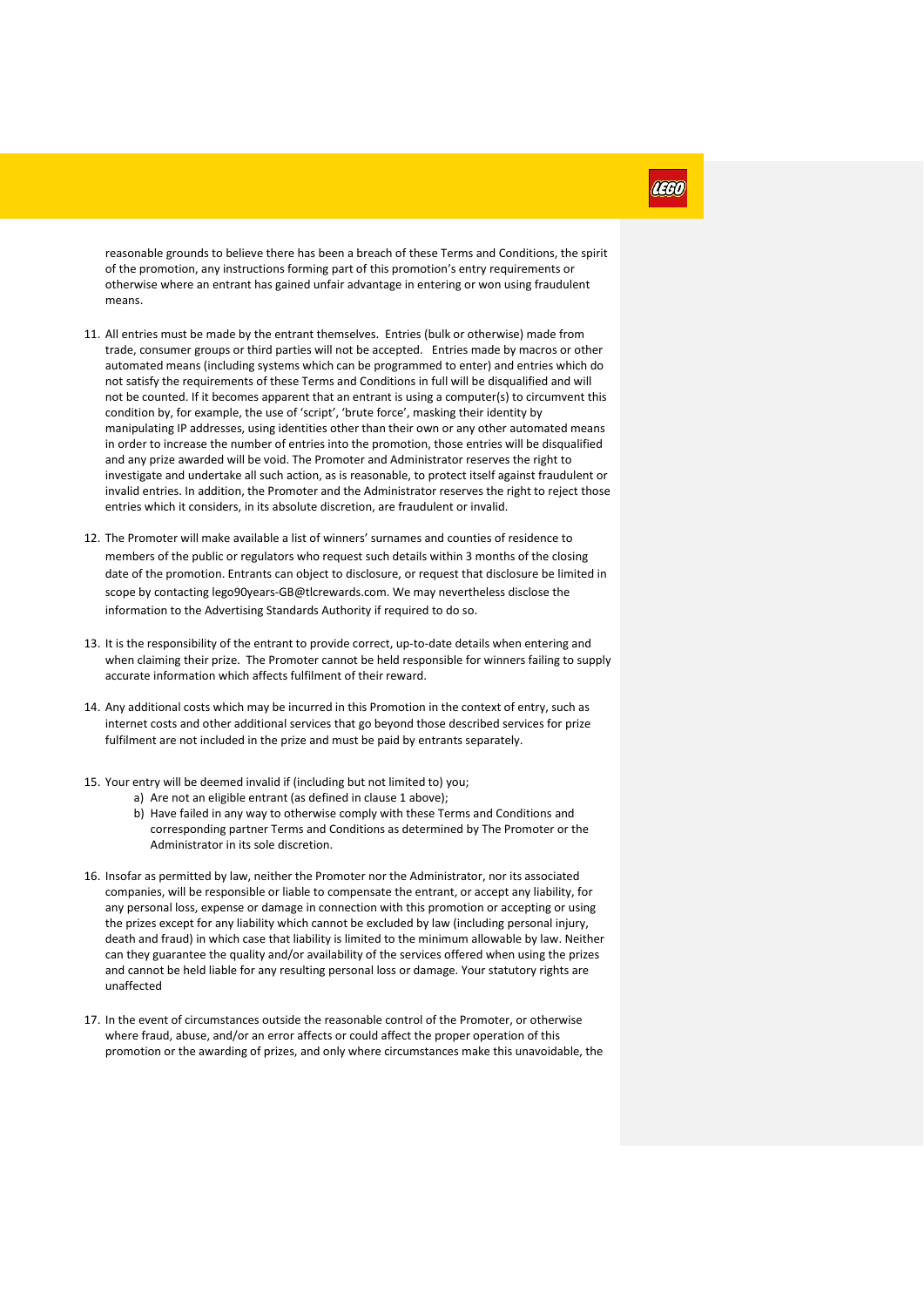reasonable grounds to believe there has been a breach of these Terms and Conditions, the spirit of the promotion, any instructions forming part of this promotion's entry requirements or otherwise where an entrant has gained unfair advantage in entering or won using fraudulent means.

11. All entries must be made by the entrant themselves. Entries (bulk or otherwise) made from trade, consumer groups or third parties will not be accepted. Entries made by macros or other automated means (including systems which can be programmed to enter) and entries which do not satisfy the requirements of these Terms and Conditions in full will be disqualified and will not be counted. If it becomes apparent that an entrant is using a computer(s) to circumvent this condition by, for example, the use of 'script', 'brute force', masking their identity by manipulating IP addresses, using identities other than their own or any other automated means in order to increase the number of entries into the promotion, those entries will be disqualified and any prize awarded will be void. The Promoter and Administrator reserves the right to investigate and undertake all such action, as is reasonable, to protect itself against fraudulent or invalid entries. In addition, the Promoter and the Administrator reserves the right to reject those entries which it considers, in its absolute discretion, are fraudulent or invalid.

12. The Promoter will make available a list of winners' surnames and counties of residence to members of the public or regulators who request such details within 3 months of the closing date of the promotion. Entrants can object to disclosure, or request that disclosure be limited in scope by contacting lego90years-GB@tlcrewards.com. We may nevertheless disclose the information to the Advertising Standards Authority if required to do so.

13. It is the responsibility of the entrant to provide correct, up-to-date details when entering and when claiming their prize. The Promoter cannot be held responsible for winners failing to supply accurate information which affects fulfilment of their reward.

14. Any additional costs which may be incurred in this Promotion in the context of entry, such as internet costs and other additional services that go beyond those described services for prize fulfilment are not included in the prize and must be paid by entrants separately.

15. Your entry will be deemed invalid if (including but not limited to) you;
    a) Are not an eligible entrant (as defined in clause 1 above);
    b) Have failed in any way to otherwise comply with these Terms and Conditions and corresponding partner Terms and Conditions as determined by The Promoter or the Administrator in its sole discretion.

16. Insofar as permitted by law, neither the Promoter nor the Administrator, nor its associated companies, will be responsible or liable to compensate the entrant, or accept any liability, for any personal loss, expense or damage in connection with this promotion or accepting or using the prizes except for any liability which cannot be excluded by law (including personal injury, death and fraud) in which case that liability is limited to the minimum allowable by law. Neither can they guarantee the quality and/or availability of the services offered when using the prizes and cannot be held liable for any resulting personal loss or damage. Your statutory rights are unaffected

17. In the event of circumstances outside the reasonable control of the Promoter, or otherwise where fraud, abuse, and/or an error affects or could affect the proper operation of this promotion or the awarding of prizes, and only where circumstances make this unavoidable, the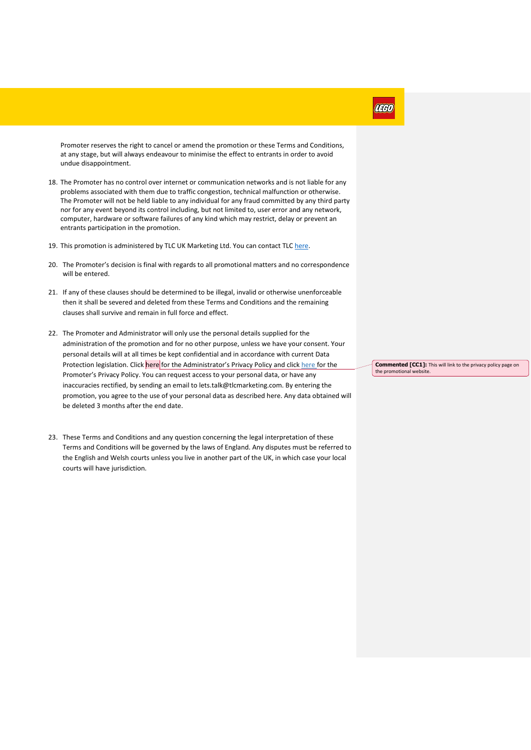Promoter reserves the right to cancel or amend the promotion or these Terms and Conditions, at any stage, but will always endeavour to minimise the effect to entrants in order to avoid undue disappointment.

18. The Promoter has no control over internet or communication networks and is not liable for any problems associated with them due to traffic congestion, technical malfunction or otherwise. The Promoter will not be held liable to any individual for any fraud committed by any third party nor for any event beyond its control including, but not limited to, user error and any network, computer, hardware or software failures of any kind which may restrict, delay or prevent an entrants participation in the promotion.

19. This promotion is administered by TLC UK Marketing Ltd. You can contact TLC here.

20. The Promoter's decision is final with regards to all promotional matters and no correspondence will be entered.

21. If any of these clauses should be determined to be illegal, invalid or otherwise unenforceable then it shall be severed and deleted from these Terms and Conditions and the remaining clauses shall survive and remain in full force and effect.

22. The Promoter and Administrator will only use the personal details supplied for the administration of the promotion and for no other purpose, unless we have your consent. Your personal details will at all times be kept confidential and in accordance with current Data Protection legislation. Click here for the Administrator's Privacy Policy and click here for the Promoter's Privacy Policy. You can request access to your personal data, or have any inaccuracies rectified, by sending an email to lets.talk@tlcmarketing.com. By entering the promotion, you agree to the use of your personal data as described here. Any data obtained will be deleted 3 months after the end date.

23. These Terms and Conditions and any question concerning the legal interpretation of these Terms and Conditions will be governed by the laws of England. Any disputes must be referred to the English and Welsh courts unless you live in another part of the UK, in which case your local courts will have jurisdiction.

**Commented [CC1]:** This will link to the privacy policy page on the promotional website.